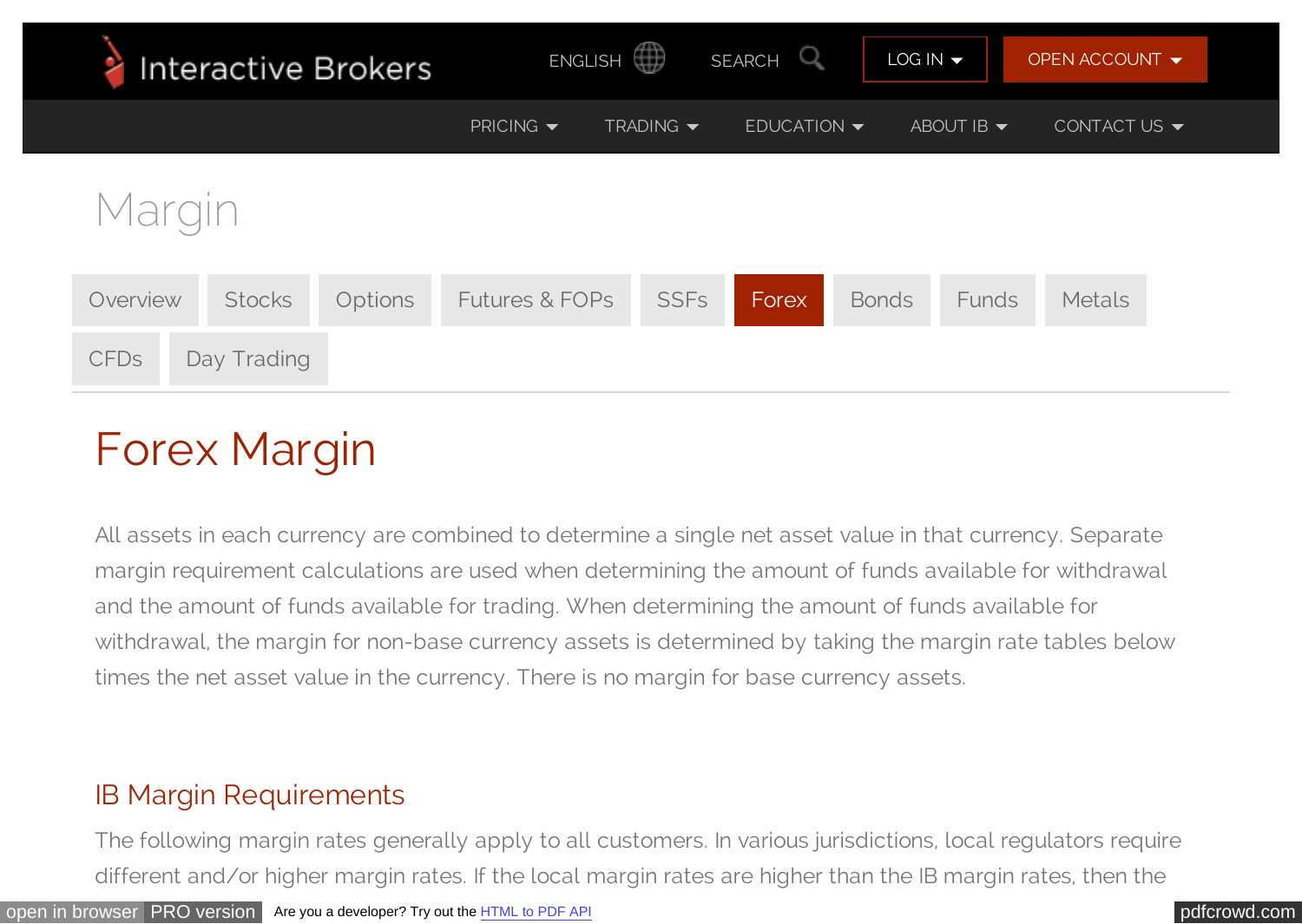Interactive Brokers

ENGLISH SEARCH LOG IN OPEN ACCOUNT

PRICING TRADING EDUCATION ABOUT IB CONTACT US

# Margin

Overview | Stocks | Options | Futures & FOPs | SSFs | Forex | Bonds | Funds | Metals | CFDs | Day Trading

## Forex Margin

All assets in each currency are combined to determine a single net asset value in that currency. Separate margin requirement calculations are used when determining the amount of funds available for withdrawal and the amount of funds available for trading. When determining the amount of funds available for withdrawal, the margin for non-base currency assets is determined by taking the margin rate tables below times the net asset value in the currency. There is no margin for base currency assets.

### IB Margin Requirements

The following margin rates generally apply to all customers. In various jurisdictions, local regulators require different and/or higher margin rates. If the local margin rates are higher than the IB margin rates, then the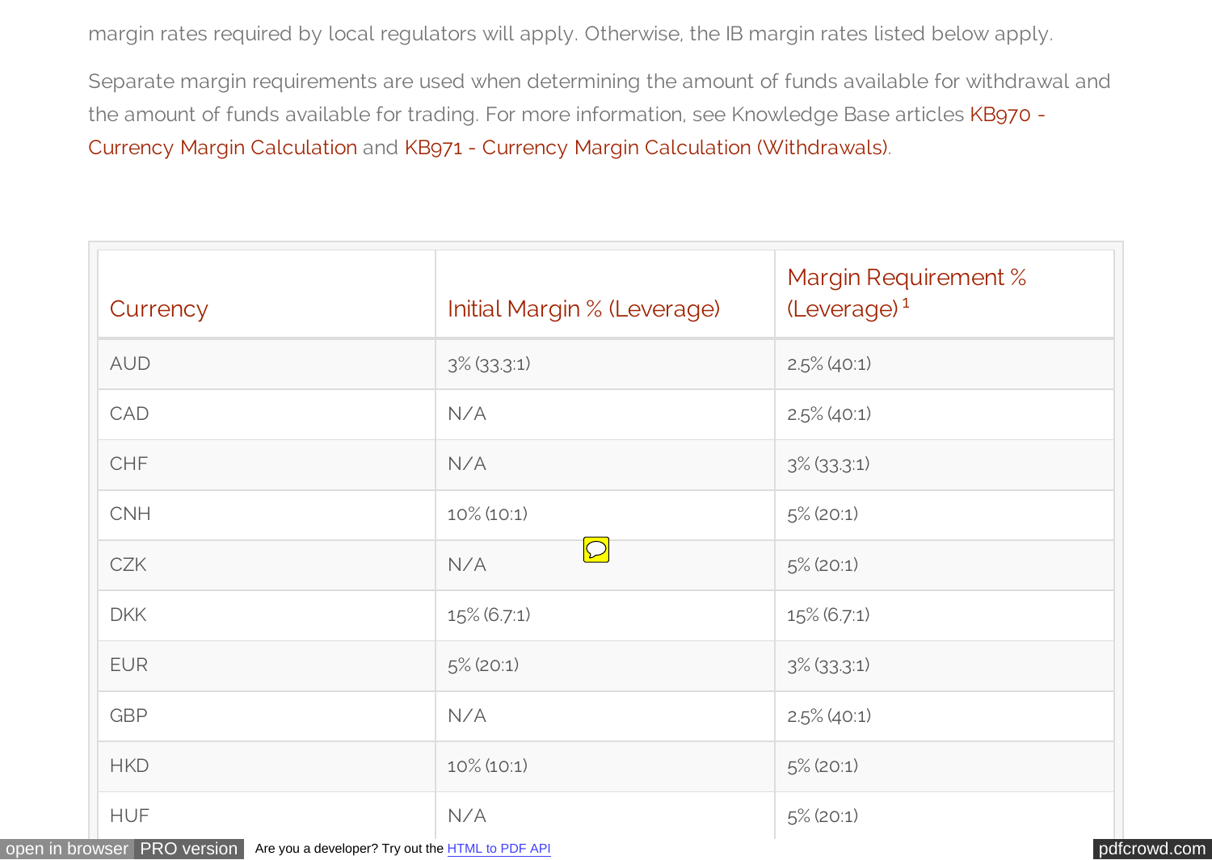margin rates required by local regulators will apply. Otherwise, the IB margin rates listed below apply.

Separate margin requirements are used when determining the amount of funds available for withdrawal and the amount of funds available for trading. For more information, see Knowledge Base articles KB970 - Currency Margin Calculation and KB971 - Currency Margin Calculation (Withdrawals).

| Currency | Initial Margin % (Leverage) | Margin Requirement % (Leverage) [1] |
|---|---|---|
| AUD | 3% (33.3:1) | 2.5% (40:1) |
| CAD | N/A | 2.5% (40:1) |
| CHF | N/A | 3% (33.3:1) |
| CNH | 10% (10:1) | 5% (20:1) |
| CZK | N/A | 5% (20:1) |
| DKK | 15% (6.7:1) | 15% (6.7:1) |
| EUR | 5% (20:1) | 3% (33.3:1) |
| GBP | N/A | 2.5% (40:1) |
| HKD | 10% (10:1) | 5% (20:1) |
| HUF | N/A | 5% (20:1) |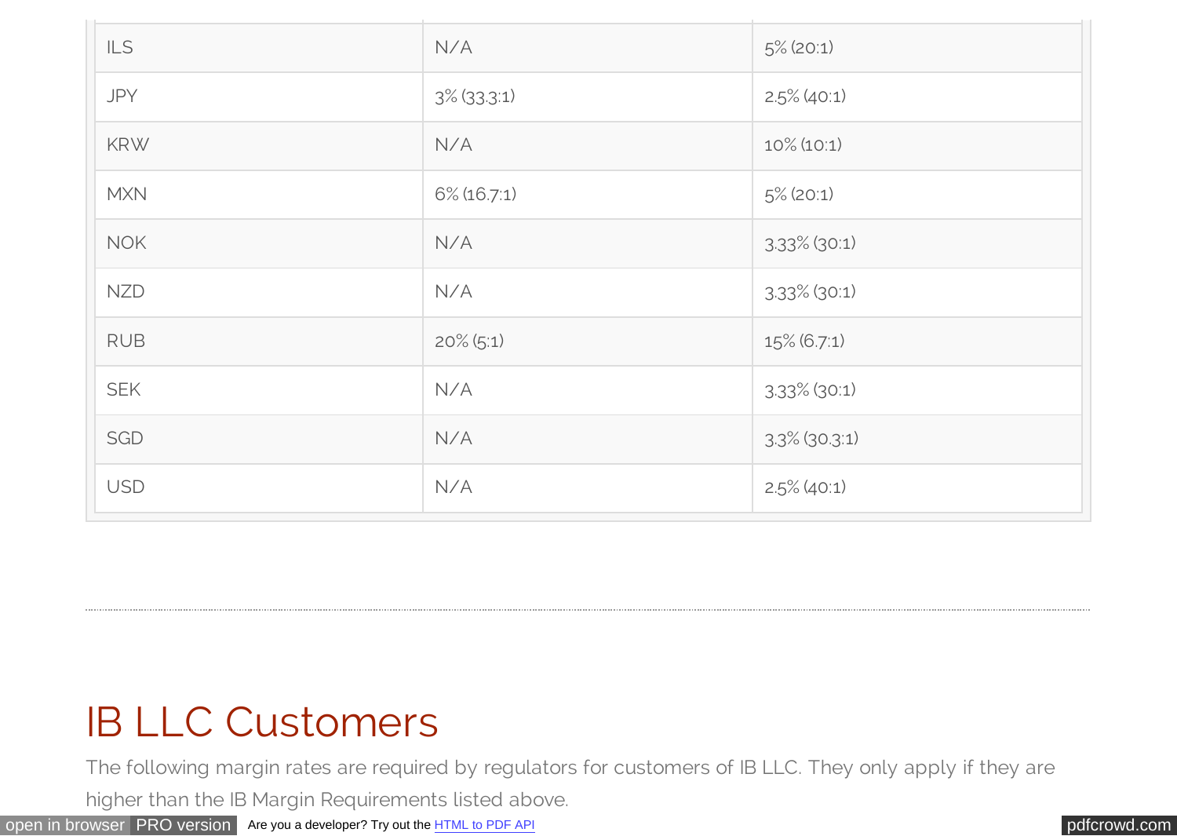| | | |
|---|---|---|
| ILS | N/A | 5% (20:1) |
| JPY | 3% (33.3:1) | 2.5% (40:1) |
| KRW | N/A | 10% (10:1) |
| MXN | 6% (16.7:1) | 5% (20:1) |
| NOK | N/A | 3.33% (30:1) |
| NZD | N/A | 3.33% (30:1) |
| RUB | 20% (5:1) | 15% (6.7:1) |
| SEK | N/A | 3.33% (30:1) |
| SGD | N/A | 3.3% (30.3:1) |
| USD | N/A | 2.5% (40:1) |

---

# IB LLC Customers

The following margin rates are required by regulators for customers of IB LLC. They only apply if they are higher than the IB Margin Requirements listed above.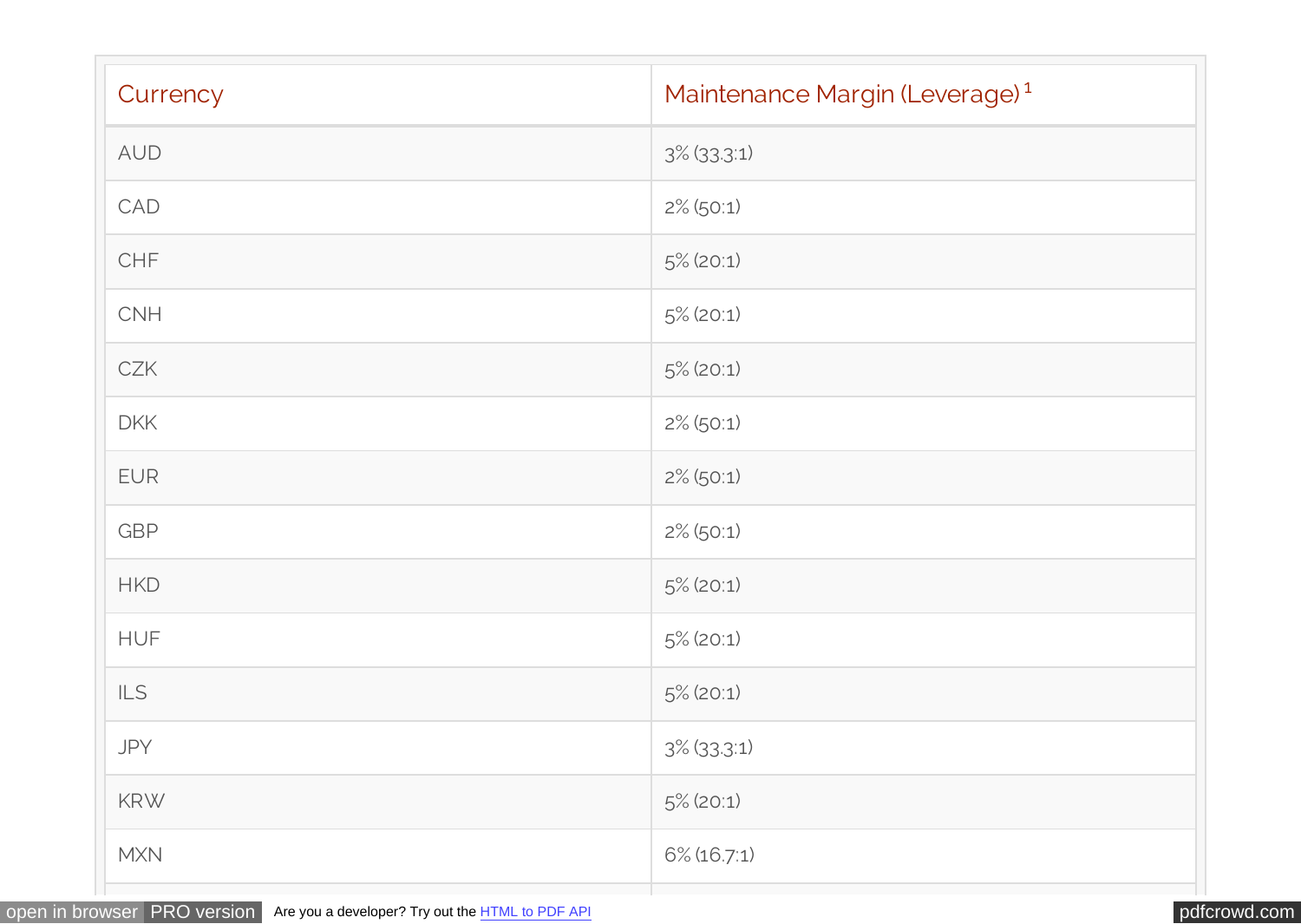| Currency | Maintenance Margin (Leverage) [1] |
|---|---|
| AUD | 3% (33.3:1) |
| CAD | 2% (50:1) |
| CHF | 5% (20:1) |
| CNH | 5% (20:1) |
| CZK | 5% (20:1) |
| DKK | 2% (50:1) |
| EUR | 2% (50:1) |
| GBP | 2% (50:1) |
| HKD | 5% (20:1) |
| HUF | 5% (20:1) |
| ILS | 5% (20:1) |
| JPY | 3% (33.3:1) |
| KRW | 5% (20:1) |
| MXN | 6% (16.7:1) |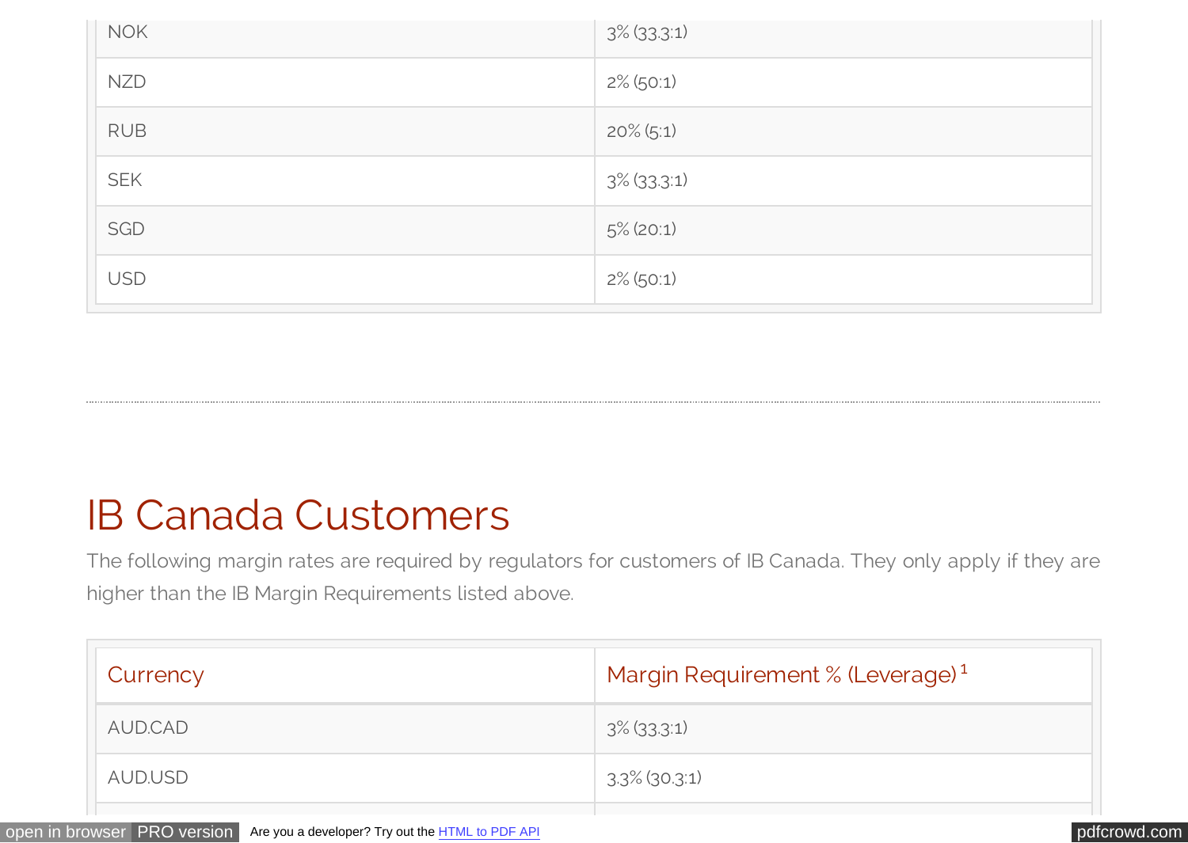| | |
|---|---|
| NOK | 3% (33.3:1) |
| NZD | 2% (50:1) |
| RUB | 20% (5:1) |
| SEK | 3% (33.3:1) |
| SGD | 5% (20:1) |
| USD | 2% (50:1) |

# IB Canada Customers

The following margin rates are required by regulators for customers of IB Canada. They only apply if they are higher than the IB Margin Requirements listed above.

| Currency | Margin Requirement % (Leverage) [1] |
|---|---|
| AUD.CAD | 3% (33.3:1) |
| AUD.USD | 3.3% (30.3:1) |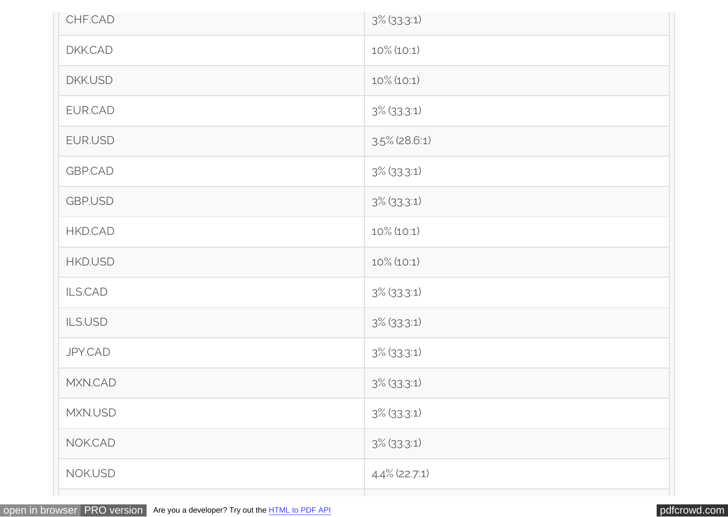| | |
|---|---|
| CHF.CAD | 3% (33.3:1) |
| DKK.CAD | 10% (10:1) |
| DKK.USD | 10% (10:1) |
| EUR.CAD | 3% (33.3:1) |
| EUR.USD | 3.5% (28.6:1) |
| GBP.CAD | 3% (33.3:1) |
| GBP.USD | 3% (33.3:1) |
| HKD.CAD | 10% (10:1) |
| HKD.USD | 10% (10:1) |
| ILS.CAD | 3% (33.3:1) |
| ILS.USD | 3% (33.3:1) |
| JPY.CAD | 3% (33.3:1) |
| MXN.CAD | 3% (33.3:1) |
| MXN.USD | 3% (33.3:1) |
| NOK.CAD | 3% (33.3:1) |
| NOK.USD | 4.4% (22.7:1) |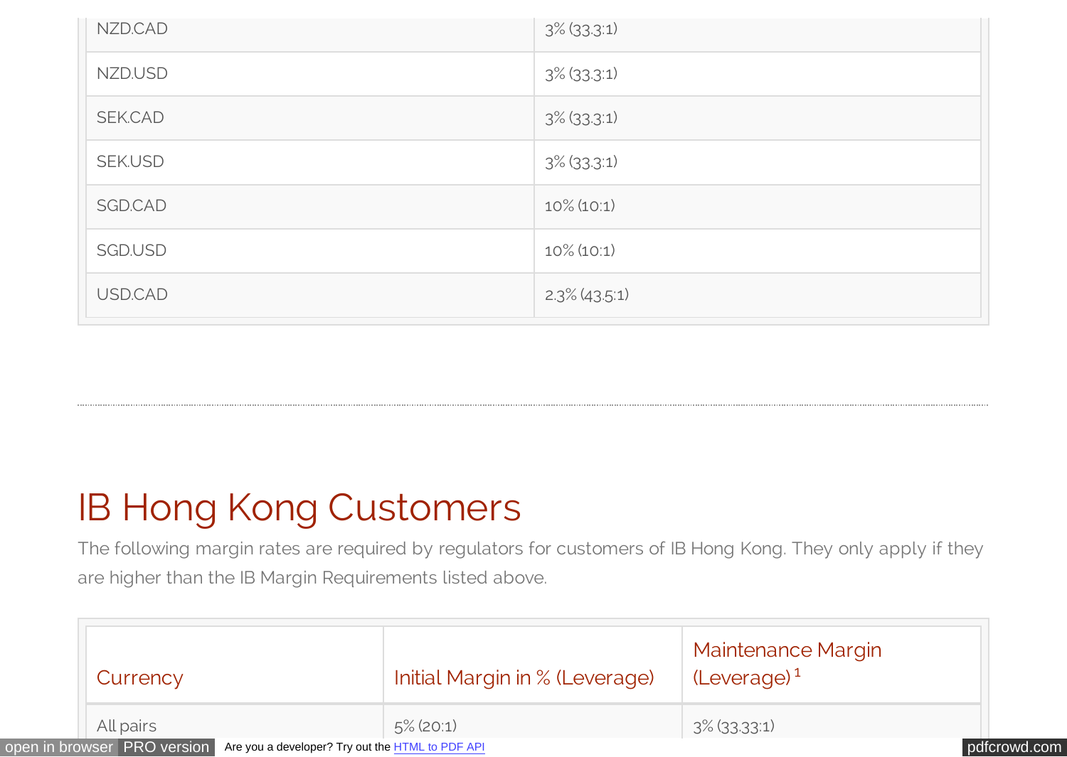| | |
|---|---|
| NZD.CAD | 3% (33.3:1) |
| NZD.USD | 3% (33.3:1) |
| SEK.CAD | 3% (33.3:1) |
| SEK.USD | 3% (33.3:1) |
| SGD.CAD | 10% (10:1) |
| SGD.USD | 10% (10:1) |
| USD.CAD | 2.3% (43.5:1) |

# IB Hong Kong Customers

The following margin rates are required by regulators for customers of IB Hong Kong. They only apply if they are higher than the IB Margin Requirements listed above.

| Currency | Initial Margin in % (Leverage) | Maintenance Margin (Leverage)[1] |
|---|---|---|
| All pairs | 5% (20:1) | 3% (33.33:1) |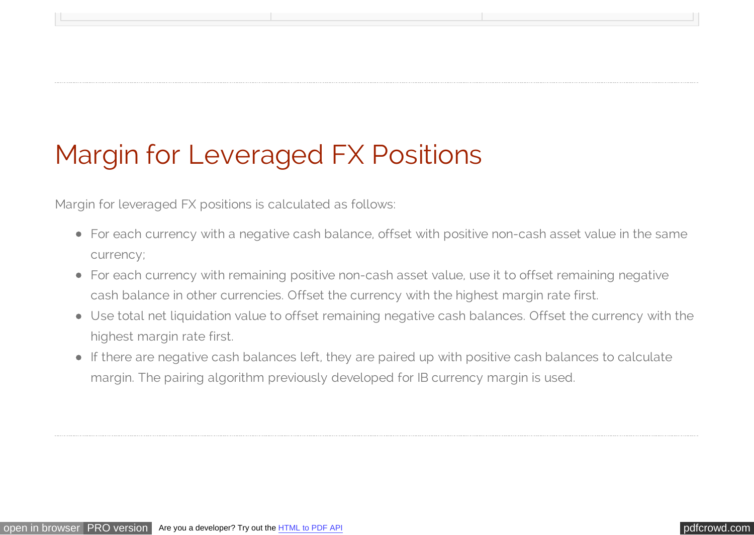# Margin for Leveraged FX Positions

Margin for leveraged FX positions is calculated as follows:

- For each currency with a negative cash balance, offset with positive non-cash asset value in the same currency;
- For each currency with remaining positive non-cash asset value, use it to offset remaining negative cash balance in other currencies. Offset the currency with the highest margin rate first.
- Use total net liquidation value to offset remaining negative cash balances. Offset the currency with the highest margin rate first.
- If there are negative cash balances left, they are paired up with positive cash balances to calculate margin. The pairing algorithm previously developed for IB currency margin is used.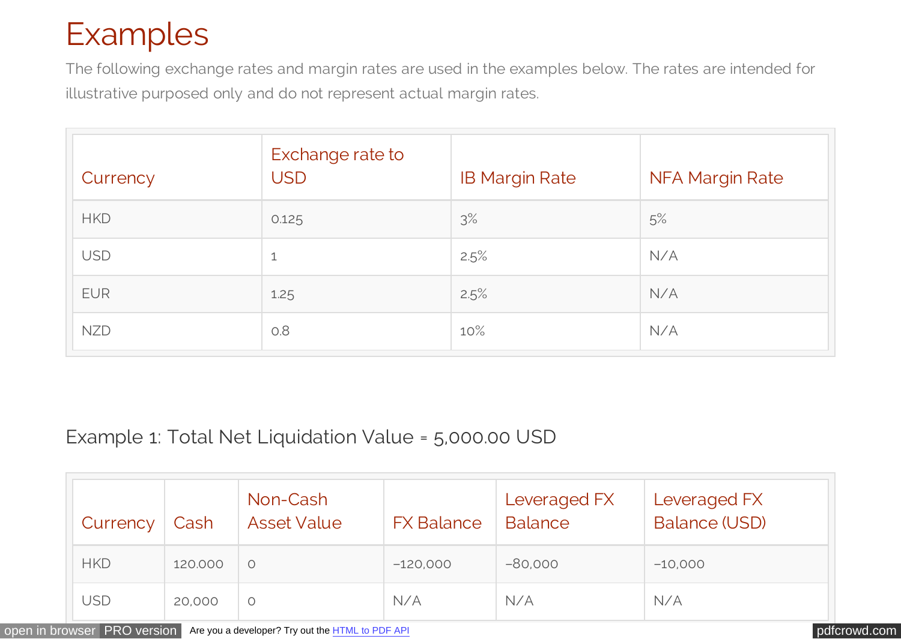# Examples

The following exchange rates and margin rates are used in the examples below. The rates are intended for illustrative purposed only and do not represent actual margin rates.

| Currency | Exchange rate to USD | IB Margin Rate | NFA Margin Rate |
|---|---|---|---|
| HKD | 0.125 | 3% | 5% |
| USD | 1 | 2.5% | N/A |
| EUR | 1.25 | 2.5% | N/A |
| NZD | 0.8 | 10% | N/A |

### Example 1: Total Net Liquidation Value = 5,000.00 USD

| Currency | Cash | Non-Cash Asset Value | FX Balance | Leveraged FX Balance | Leveraged FX Balance (USD) |
|---|---|---|---|---|---|
| HKD | 120.000 | 0 | -120,000 | -80,000 | -10,000 |
| USD | 20,000 | 0 | N/A | N/A | N/A |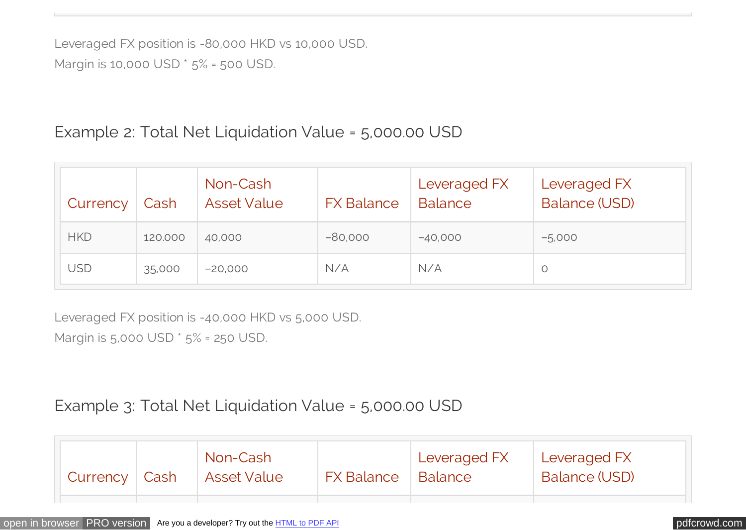Leveraged FX position is -80,000 HKD vs 10,000 USD.
Margin is 10,000 USD * 5% = 500 USD.

### Example 2: Total Net Liquidation Value = 5,000.00 USD

| Currency | Cash | Non-Cash Asset Value | FX Balance | Leveraged FX Balance | Leveraged FX Balance (USD) |
|---|---|---|---|---|---|
| HKD | 120,000 | 40,000 | −80,000 | −40,000 | −5,000 |
| USD | 35,000 | −20,000 | N/A | N/A | 0 |

Leveraged FX position is -40,000 HKD vs 5,000 USD.
Margin is 5,000 USD * 5% = 250 USD.

### Example 3: Total Net Liquidation Value = 5,000.00 USD

| Currency | Cash | Non-Cash Asset Value | FX Balance | Leveraged FX Balance | Leveraged FX Balance (USD) |
|---|---|---|---|---|---|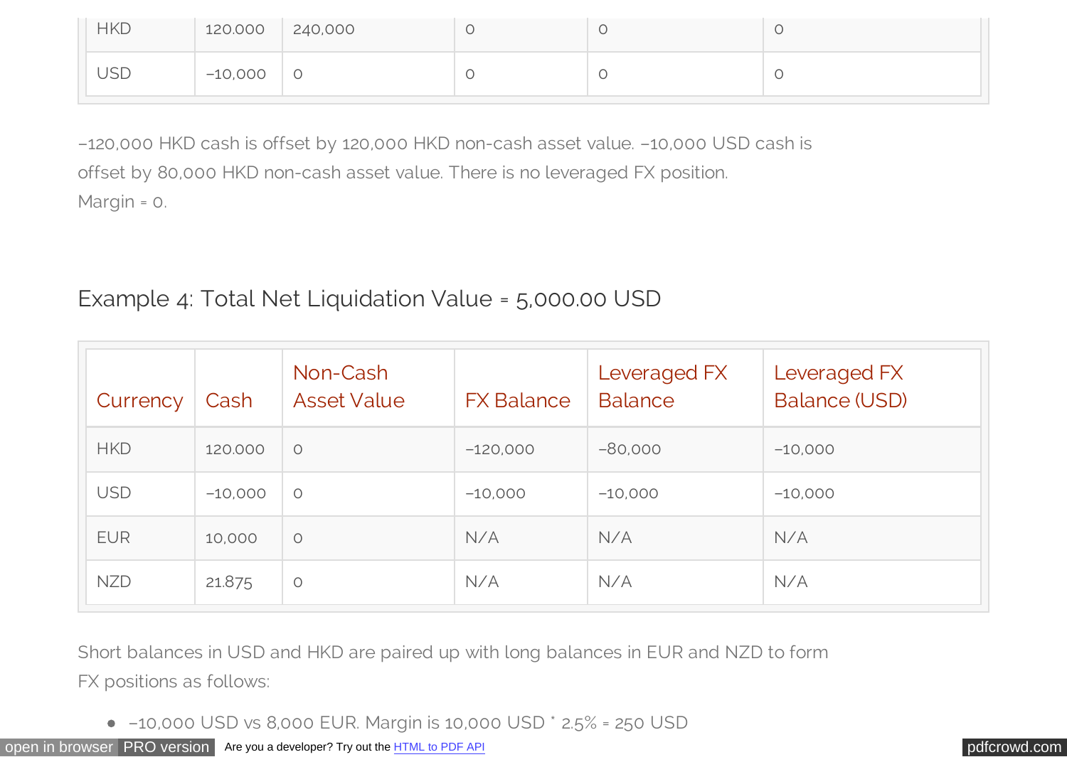| HKD | 120.000 | 240,000 | 0 | 0 | 0 |
|---|---|---|---|---|---|
| USD | –10,000 | 0 | 0 | 0 | 0 |

–120,000 HKD cash is offset by 120,000 HKD non-cash asset value. –10,000 USD cash is offset by 80,000 HKD non-cash asset value. There is no leveraged FX position.
Margin = 0.

### Example 4: Total Net Liquidation Value = 5,000.00 USD

| Currency | Cash | Non-Cash Asset Value | FX Balance | Leveraged FX Balance | Leveraged FX Balance (USD) |
|---|---|---|---|---|---|
| HKD | 120.000 | 0 | –120,000 | –80,000 | –10,000 |
| USD | –10,000 | 0 | –10,000 | –10,000 | –10,000 |
| EUR | 10,000 | 0 | N/A | N/A | N/A |
| NZD | 21.875 | 0 | N/A | N/A | N/A |

Short balances in USD and HKD are paired up with long balances in EUR and NZD to form FX positions as follows:

- –10,000 USD vs 8,000 EUR. Margin is 10,000 USD * 2.5% = 250 USD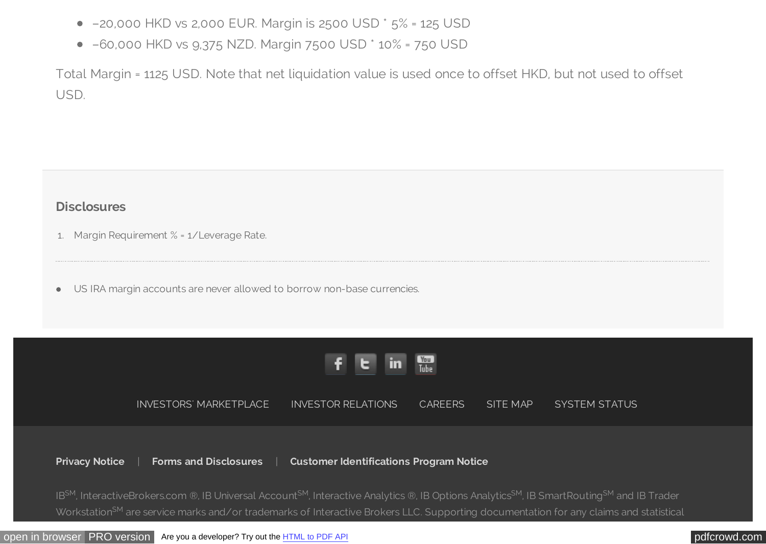- –20,000 HKD vs 2,000 EUR. Margin is 2500 USD * 5% = 125 USD
- –60,000 HKD vs 9,375 NZD. Margin 7500 USD * 10% = 750 USD

Total Margin = 1125 USD. Note that net liquidation value is used once to offset HKD, but not used to offset USD.

## Disclosures

1. Margin Requirement % = 1/Leverage Rate.

---

- US IRA margin accounts are never allowed to borrow non-base currencies.

INVESTORS' MARKETPLACE | INVESTOR RELATIONS | CAREERS | SITE MAP | SYSTEM STATUS

**Privacy Notice** | **Forms and Disclosures** | **Customer Identifications Program Notice**

IB[SM], InteractiveBrokers.com ®, IB Universal Account[SM], Interactive Analytics ®, IB Options Analytics[SM], IB SmartRouting[SM] and IB Trader Workstation[SM] are service marks and/or trademarks of Interactive Brokers LLC. Supporting documentation for any claims and statistical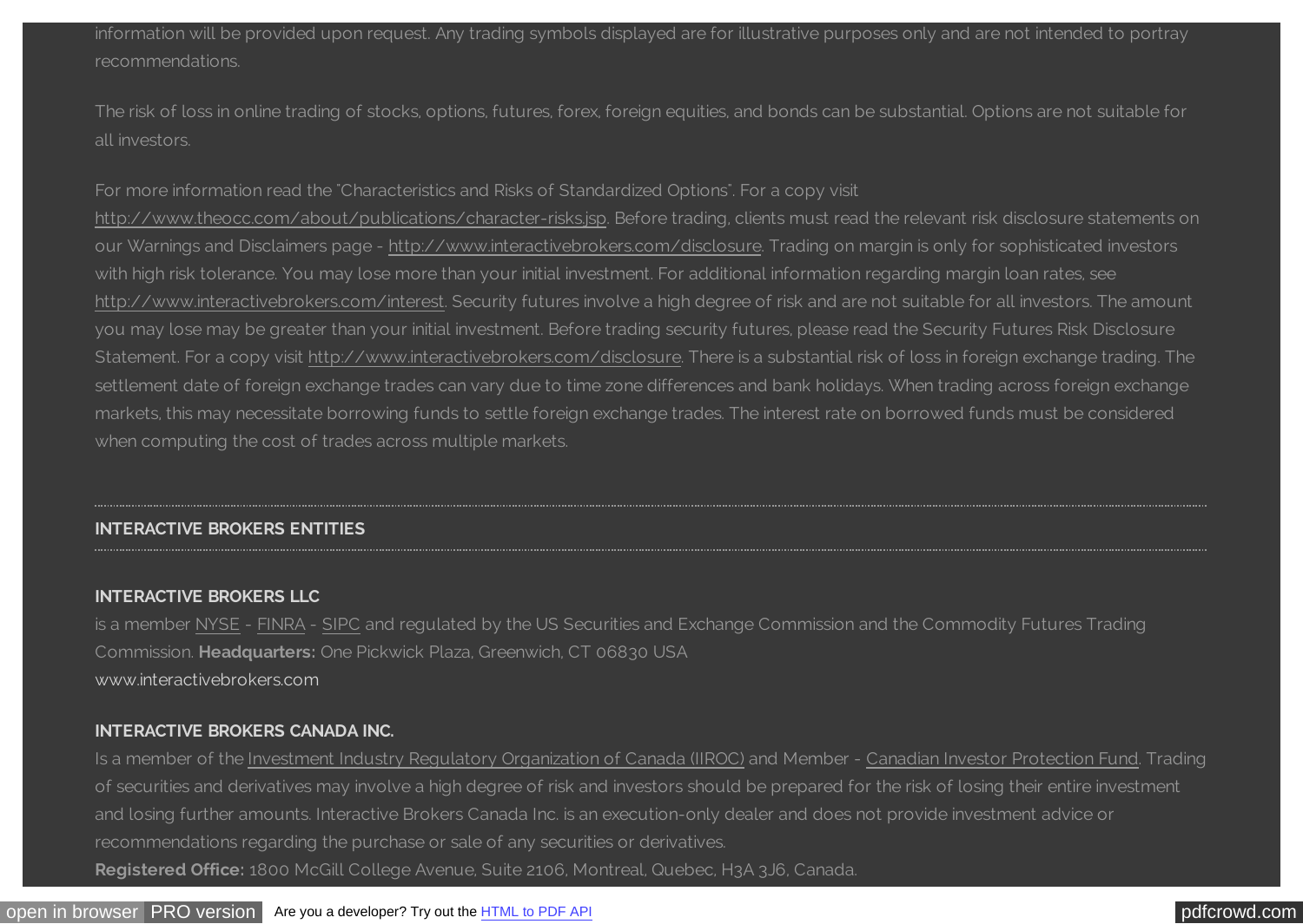information will be provided upon request. Any trading symbols displayed are for illustrative purposes only and are not intended to portray recommendations.

The risk of loss in online trading of stocks, options, futures, forex, foreign equities, and bonds can be substantial. Options are not suitable for all investors.

For more information read the "Characteristics and Risks of Standardized Options". For a copy visit http://www.theocc.com/about/publications/character-risks.jsp. Before trading, clients must read the relevant risk disclosure statements on our Warnings and Disclaimers page - http://www.interactivebrokers.com/disclosure. Trading on margin is only for sophisticated investors with high risk tolerance. You may lose more than your initial investment. For additional information regarding margin loan rates, see http://www.interactivebrokers.com/interest. Security futures involve a high degree of risk and are not suitable for all investors. The amount you may lose may be greater than your initial investment. Before trading security futures, please read the Security Futures Risk Disclosure Statement. For a copy visit http://www.interactivebrokers.com/disclosure. There is a substantial risk of loss in foreign exchange trading. The settlement date of foreign exchange trades can vary due to time zone differences and bank holidays. When trading across foreign exchange markets, this may necessitate borrowing funds to settle foreign exchange trades. The interest rate on borrowed funds must be considered when computing the cost of trades across multiple markets.

## INTERACTIVE BROKERS ENTITIES

### INTERACTIVE BROKERS LLC

is a member NYSE - FINRA - SIPC and regulated by the US Securities and Exchange Commission and the Commodity Futures Trading Commission. **Headquarters:** One Pickwick Plaza, Greenwich, CT 06830 USA
www.interactivebrokers.com

### INTERACTIVE BROKERS CANADA INC.

Is a member of the Investment Industry Regulatory Organization of Canada (IIROC) and Member - Canadian Investor Protection Fund. Trading of securities and derivatives may involve a high degree of risk and investors should be prepared for the risk of losing their entire investment and losing further amounts. Interactive Brokers Canada Inc. is an execution-only dealer and does not provide investment advice or recommendations regarding the purchase or sale of any securities or derivatives.
**Registered Office:** 1800 McGill College Avenue, Suite 2106, Montreal, Quebec, H3A 3J6, Canada.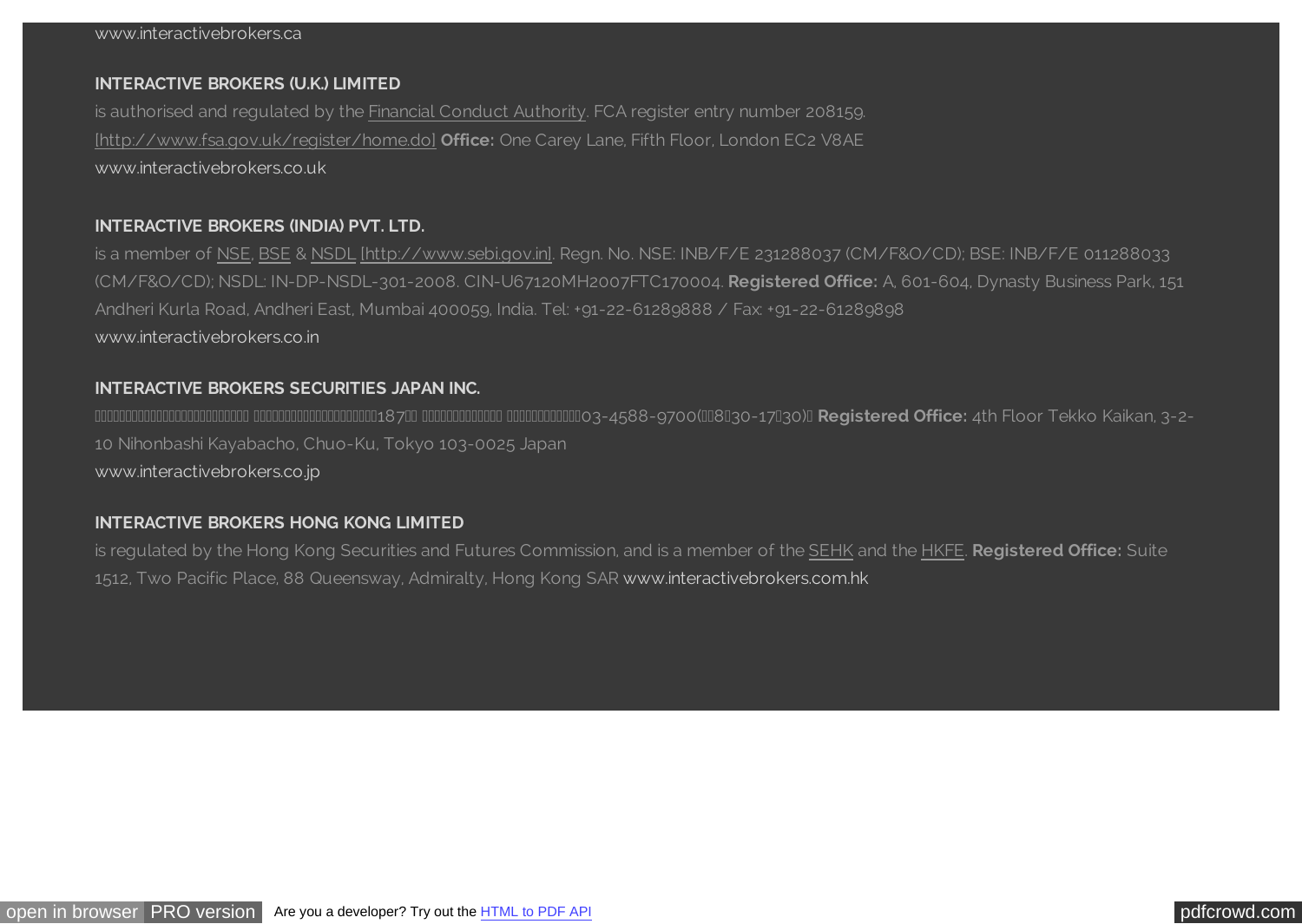www.interactivebrokers.ca

**INTERACTIVE BROKERS (U.K.) LIMITED**

is authorised and regulated by the Financial Conduct Authority. FCA register entry number 208159. [http://www.fsa.gov.uk/register/home.do] **Office:** One Carey Lane, Fifth Floor, London EC2 V8AE
www.interactivebrokers.co.uk

**INTERACTIVE BROKERS (INDIA) PVT. LTD.**

is a member of NSE, BSE & NSDL [http://www.sebi.gov.in]. Regn. No. NSE: INB/F/E 231288037 (CM/F&O/CD); BSE: INB/F/E 011288033 (CM/F&O/CD); NSDL: IN-DP-NSDL-301-2008. CIN-U67120MH2007FTC170004. **Registered Office:** A, 601-604, Dynasty Business Park, 151 Andheri Kurla Road, Andheri East, Mumbai 400059, India. Tel: +91-22-61289888 / Fax: +91-22-61289898
www.interactivebrokers.co.in

**INTERACTIVE BROKERS SECURITIES JAPAN INC.**

□□□□□□□□□□□□□□□□□□□□□□□□□□□ □□□□□□□□□□□□□□□□□□□□□□187□□ □□□□□□□□□□□□□ □□□□□□□□□□□□03-4588-9700(□□8□30-17□30)□ **Registered Office:** 4th Floor Tekko Kaikan, 3-2-10 Nihonbashi Kayabacho, Chuo-Ku, Tokyo 103-0025 Japan
www.interactivebrokers.co.jp

**INTERACTIVE BROKERS HONG KONG LIMITED**

is regulated by the Hong Kong Securities and Futures Commission, and is a member of the SEHK and the HKFE. **Registered Office:** Suite 1512, Two Pacific Place, 88 Queensway, Admiralty, Hong Kong SAR www.interactivebrokers.com.hk